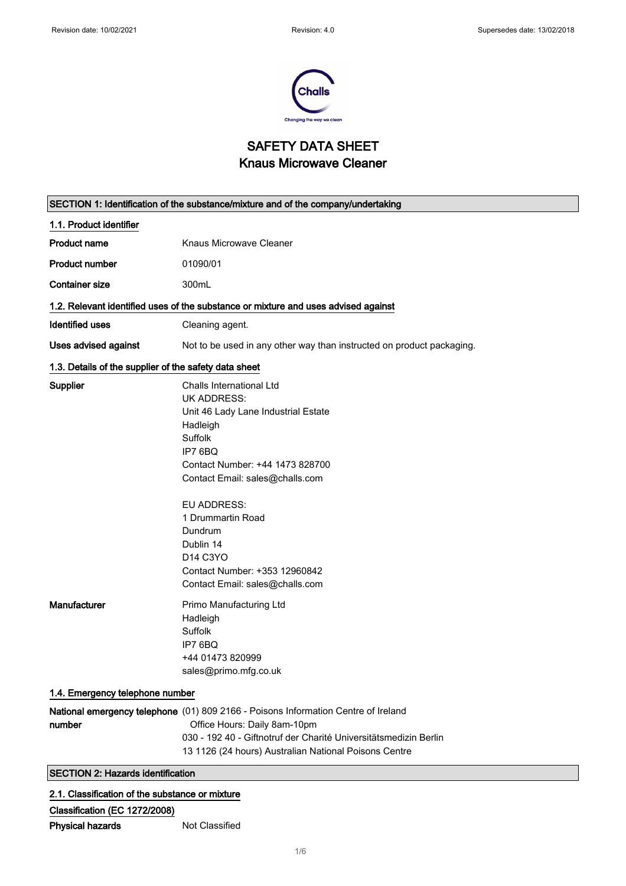Revision date: 10/02/2021 Revision: 4.0 Supersedes date: 13/02/2018

# SAFETY DATA SHEET
# Knaus Microwave Cleaner

## SECTION 1: Identification of the substance/mixture and of the company/undertaking

### 1.1. Product identifier

**Product name** Knaus Microwave Cleaner

**Product number** 01090/01

**Container size** 300mL

### 1.2. Relevant identified uses of the substance or mixture and uses advised against

**Identified uses** Cleaning agent.

**Uses advised against** Not to be used in any other way than instructed on product packaging.

### 1.3. Details of the supplier of the safety data sheet

**Supplier**

Challs International Ltd
UK ADDRESS:
Unit 46 Lady Lane Industrial Estate
Hadleigh
Suffolk
IP7 6BQ
Contact Number: +44 1473 828700
Contact Email: sales@challs.com

EU ADDRESS:
1 Drummartin Road
Dundrum
Dublin 14
D14 C3YO
Contact Number: +353 12960842
Contact Email: sales@challs.com

**Manufacturer**

Primo Manufacturing Ltd
Hadleigh
Suffolk
IP7 6BQ
+44 01473 820999
sales@primo.mfg.co.uk

### 1.4. Emergency telephone number

**National emergency telephone number**

(01) 809 2166 - Poisons Information Centre of Ireland
Office Hours: Daily 8am-10pm
030 - 192 40 - Giftnotruf der Charité Universitätsmedizin Berlin
13 1126 (24 hours) Australian National Poisons Centre

## SECTION 2: Hazards identification

### 2.1. Classification of the substance or mixture

**Classification (EC 1272/2008)**

**Physical hazards** Not Classified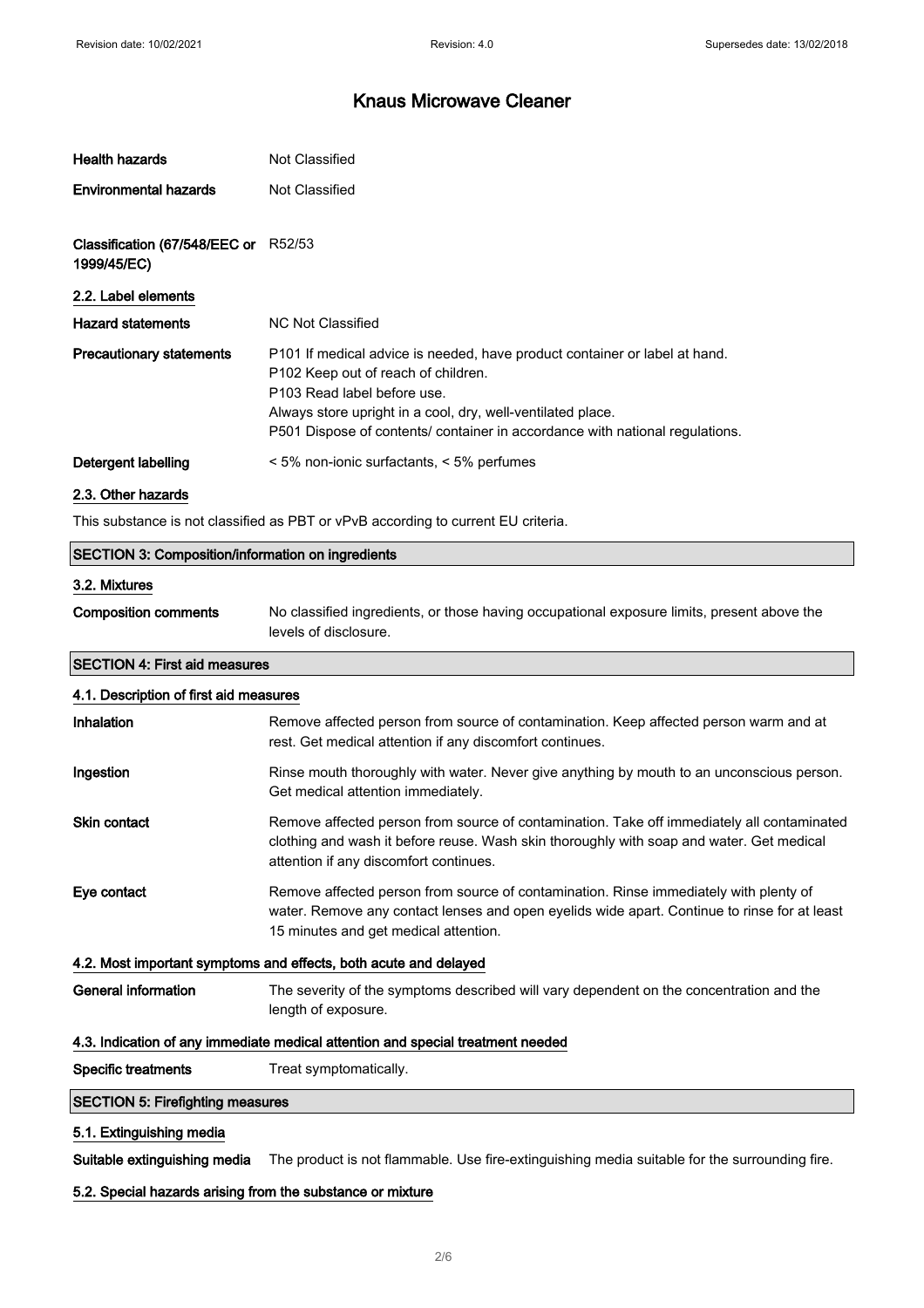# Knaus Microwave Cleaner

| | |
|---|---|
| **Health hazards** | Not Classified |
| **Environmental hazards** | Not Classified |
| **Classification (67/548/EEC or 1999/45/EC)** | R52/53 |

### 2.2. Label elements

| | |
|---|---|
| **Hazard statements** | NC Not Classified |
| **Precautionary statements** | P101 If medical advice is needed, have product container or label at hand.<br>P102 Keep out of reach of children.<br>P103 Read label before use.<br>Always store upright in a cool, dry, well-ventilated place.<br>P501 Dispose of contents/ container in accordance with national regulations. |
| **Detergent labelling** | < 5% non-ionic surfactants, < 5% perfumes |

### 2.3. Other hazards

This substance is not classified as PBT or vPvB according to current EU criteria.

## SECTION 3: Composition/information on ingredients

### 3.2. Mixtures

| | |
|---|---|
| **Composition comments** | No classified ingredients, or those having occupational exposure limits, present above the levels of disclosure. |

## SECTION 4: First aid measures

### 4.1. Description of first aid measures

| | |
|---|---|
| **Inhalation** | Remove affected person from source of contamination. Keep affected person warm and at rest. Get medical attention if any discomfort continues. |
| **Ingestion** | Rinse mouth thoroughly with water. Never give anything by mouth to an unconscious person. Get medical attention immediately. |
| **Skin contact** | Remove affected person from source of contamination. Take off immediately all contaminated clothing and wash it before reuse. Wash skin thoroughly with soap and water. Get medical attention if any discomfort continues. |
| **Eye contact** | Remove affected person from source of contamination. Rinse immediately with plenty of water. Remove any contact lenses and open eyelids wide apart. Continue to rinse for at least 15 minutes and get medical attention. |

### 4.2. Most important symptoms and effects, both acute and delayed

| | |
|---|---|
| **General information** | The severity of the symptoms described will vary dependent on the concentration and the length of exposure. |

### 4.3. Indication of any immediate medical attention and special treatment needed

| | |
|---|---|
| **Specific treatments** | Treat symptomatically. |

## SECTION 5: Firefighting measures

### 5.1. Extinguishing media

| | |
|---|---|
| **Suitable extinguishing media** | The product is not flammable. Use fire-extinguishing media suitable for the surrounding fire. |

### 5.2. Special hazards arising from the substance or mixture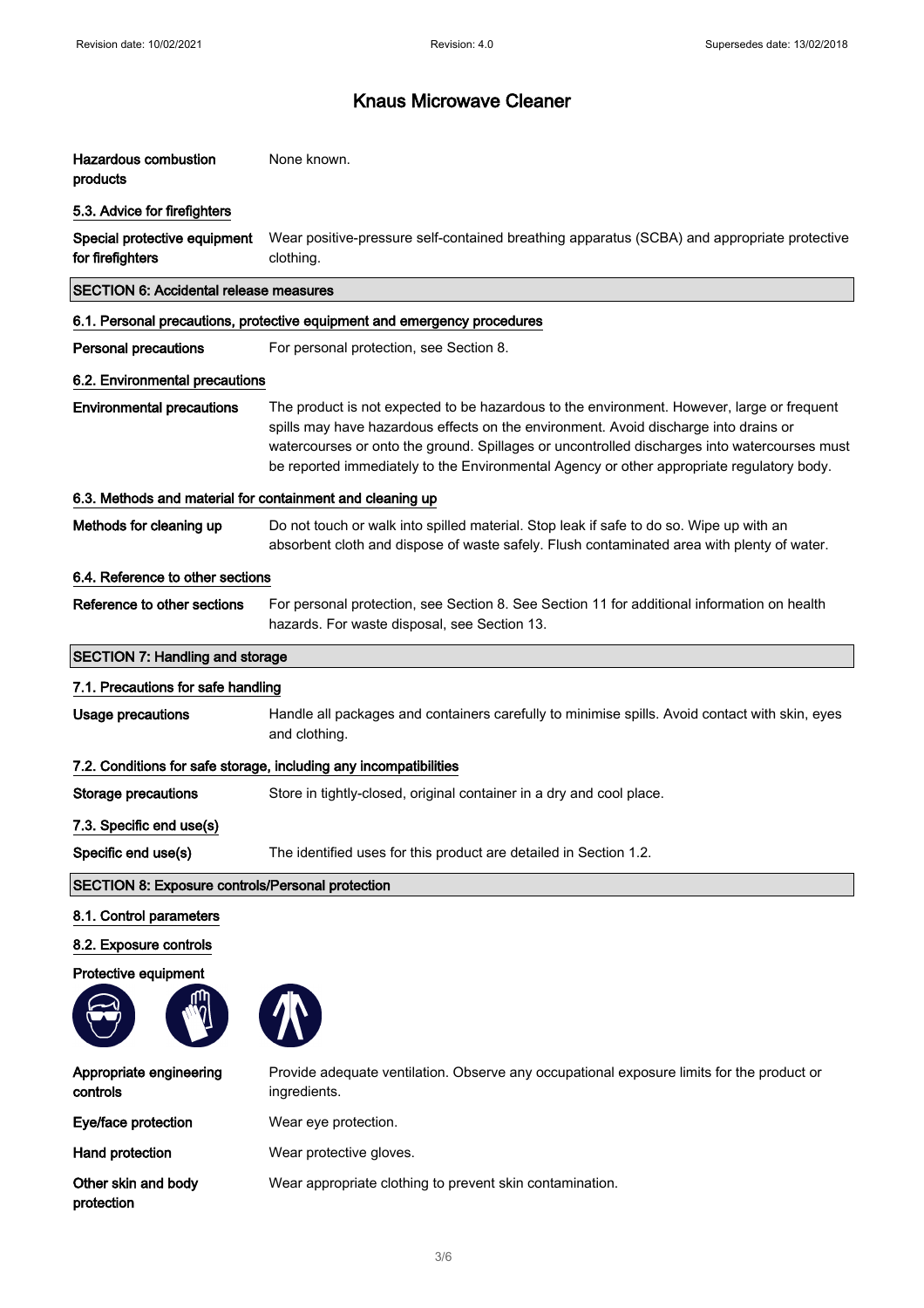# Knaus Microwave Cleaner

| | |
|---|---|
| **Hazardous combustion products** | None known. |

### 5.3. Advice for firefighters

| | |
|---|---|
| **Special protective equipment for firefighters** | Wear positive-pressure self-contained breathing apparatus (SCBA) and appropriate protective clothing. |

## SECTION 6: Accidental release measures

### 6.1. Personal precautions, protective equipment and emergency procedures

| | |
|---|---|
| **Personal precautions** | For personal protection, see Section 8. |

### 6.2. Environmental precautions

| | |
|---|---|
| **Environmental precautions** | The product is not expected to be hazardous to the environment. However, large or frequent spills may have hazardous effects on the environment. Avoid discharge into drains or watercourses or onto the ground. Spillages or uncontrolled discharges into watercourses must be reported immediately to the Environmental Agency or other appropriate regulatory body. |

### 6.3. Methods and material for containment and cleaning up

| | |
|---|---|
| **Methods for cleaning up** | Do not touch or walk into spilled material. Stop leak if safe to do so. Wipe up with an absorbent cloth and dispose of waste safely. Flush contaminated area with plenty of water. |

### 6.4. Reference to other sections

| | |
|---|---|
| **Reference to other sections** | For personal protection, see Section 8. See Section 11 for additional information on health hazards. For waste disposal, see Section 13. |

## SECTION 7: Handling and storage

### 7.1. Precautions for safe handling

| | |
|---|---|
| **Usage precautions** | Handle all packages and containers carefully to minimise spills. Avoid contact with skin, eyes and clothing. |

### 7.2. Conditions for safe storage, including any incompatibilities

| | |
|---|---|
| **Storage precautions** | Store in tightly-closed, original container in a dry and cool place. |

### 7.3. Specific end use(s)

| | |
|---|---|
| **Specific end use(s)** | The identified uses for this product are detailed in Section 1.2. |

## SECTION 8: Exposure controls/Personal protection

### 8.1. Control parameters

### 8.2. Exposure controls

**Protective equipment**

| | |
|---|---|
| **Appropriate engineering controls** | Provide adequate ventilation. Observe any occupational exposure limits for the product or ingredients. |
| **Eye/face protection** | Wear eye protection. |
| **Hand protection** | Wear protective gloves. |
| **Other skin and body protection** | Wear appropriate clothing to prevent skin contamination. |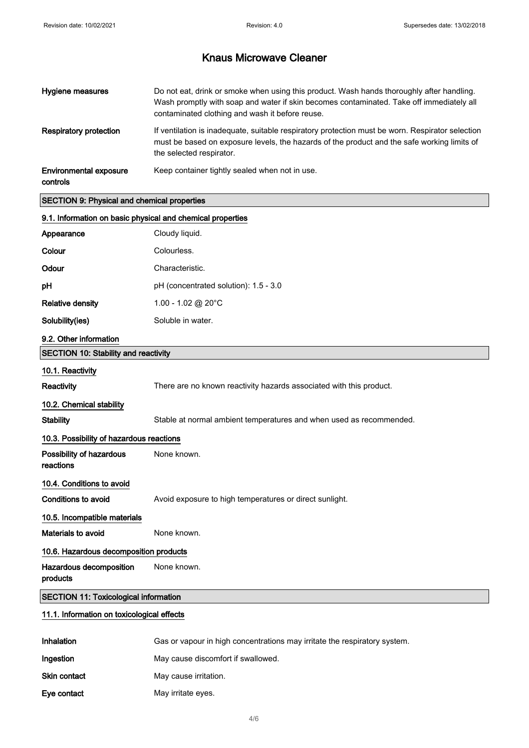| | |
|---|---|
| **Hygiene measures** | Do not eat, drink or smoke when using this product. Wash hands thoroughly after handling. Wash promptly with soap and water if skin becomes contaminated. Take off immediately all contaminated clothing and wash it before reuse. |
| **Respiratory protection** | If ventilation is inadequate, suitable respiratory protection must be worn. Respirator selection must be based on exposure levels, the hazards of the product and the safe working limits of the selected respirator. |
| **Environmental exposure controls** | Keep container tightly sealed when not in use. |

## SECTION 9: Physical and chemical properties

### 9.1. Information on basic physical and chemical properties

| | |
|---|---|
| **Appearance** | Cloudy liquid. |
| **Colour** | Colourless. |
| **Odour** | Characteristic. |
| **pH** | pH (concentrated solution): 1.5 - 3.0 |
| **Relative density** | 1.00 - 1.02 @ 20°C |
| **Solubility(ies)** | Soluble in water. |

### 9.2. Other information

## SECTION 10: Stability and reactivity

### 10.1. Reactivity

**Reactivity** There are no known reactivity hazards associated with this product.

### 10.2. Chemical stability

**Stability** Stable at normal ambient temperatures and when used as recommended.

### 10.3. Possibility of hazardous reactions

**Possibility of hazardous reactions** None known.

### 10.4. Conditions to avoid

**Conditions to avoid** Avoid exposure to high temperatures or direct sunlight.

### 10.5. Incompatible materials

**Materials to avoid** None known.

### 10.6. Hazardous decomposition products

**Hazardous decomposition products** None known.

## SECTION 11: Toxicological information

### 11.1. Information on toxicological effects

| | |
|---|---|
| **Inhalation** | Gas or vapour in high concentrations may irritate the respiratory system. |
| **Ingestion** | May cause discomfort if swallowed. |
| **Skin contact** | May cause irritation. |
| **Eye contact** | May irritate eyes. |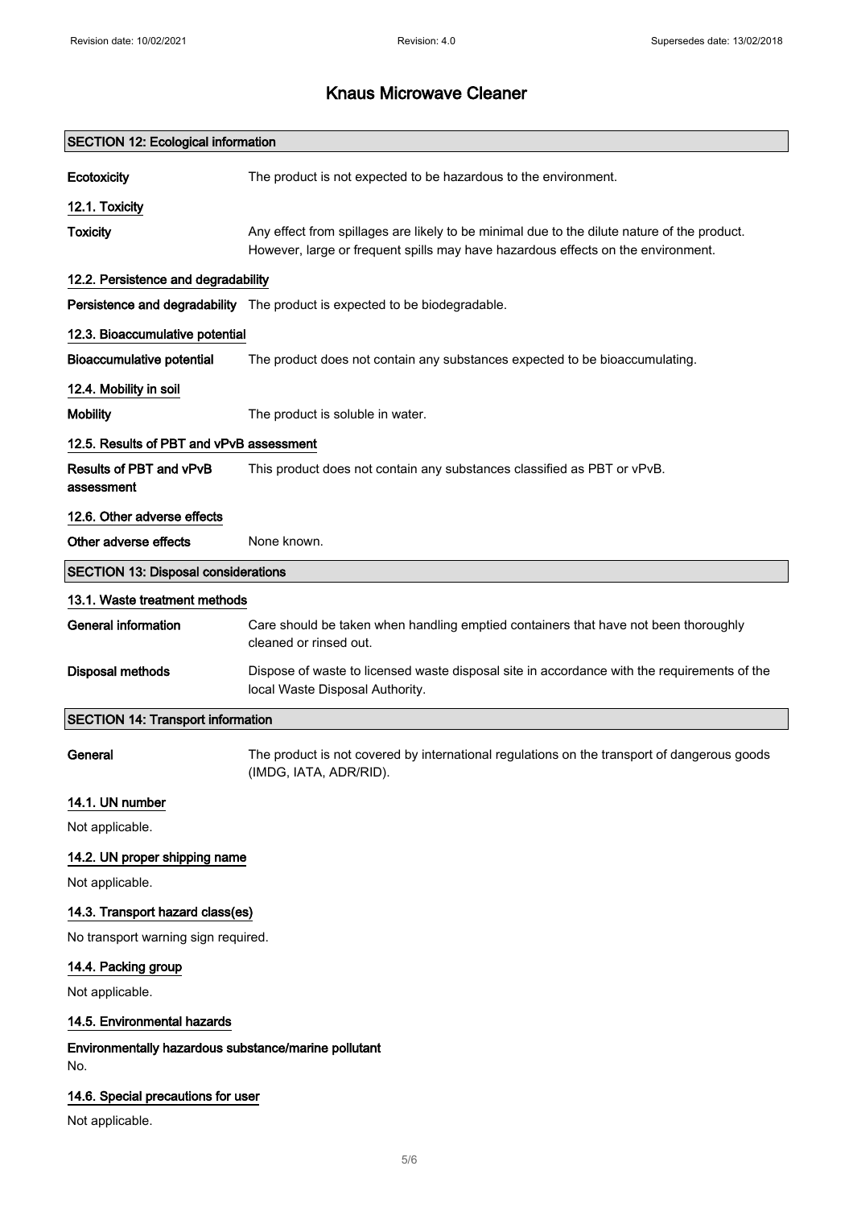# Knaus Microwave Cleaner

## SECTION 12: Ecological information

**Ecotoxicity** The product is not expected to be hazardous to the environment.

### 12.1. Toxicity

**Toxicity** Any effect from spillages are likely to be minimal due to the dilute nature of the product. However, large or frequent spills may have hazardous effects on the environment.

### 12.2. Persistence and degradability

**Persistence and degradability** The product is expected to be biodegradable.

### 12.3. Bioaccumulative potential

**Bioaccumulative potential** The product does not contain any substances expected to be bioaccumulating.

### 12.4. Mobility in soil

**Mobility** The product is soluble in water.

### 12.5. Results of PBT and vPvB assessment

**Results of PBT and vPvB assessment** This product does not contain any substances classified as PBT or vPvB.

### 12.6. Other adverse effects

**Other adverse effects** None known.

## SECTION 13: Disposal considerations

### 13.1. Waste treatment methods

**General information** Care should be taken when handling emptied containers that have not been thoroughly cleaned or rinsed out.

**Disposal methods** Dispose of waste to licensed waste disposal site in accordance with the requirements of the local Waste Disposal Authority.

## SECTION 14: Transport information

**General** The product is not covered by international regulations on the transport of dangerous goods (IMDG, IATA, ADR/RID).

### 14.1. UN number

Not applicable.

### 14.2. UN proper shipping name

Not applicable.

### 14.3. Transport hazard class(es)

No transport warning sign required.

### 14.4. Packing group

Not applicable.

### 14.5. Environmental hazards

**Environmentally hazardous substance/marine pollutant**

No.

### 14.6. Special precautions for user

Not applicable.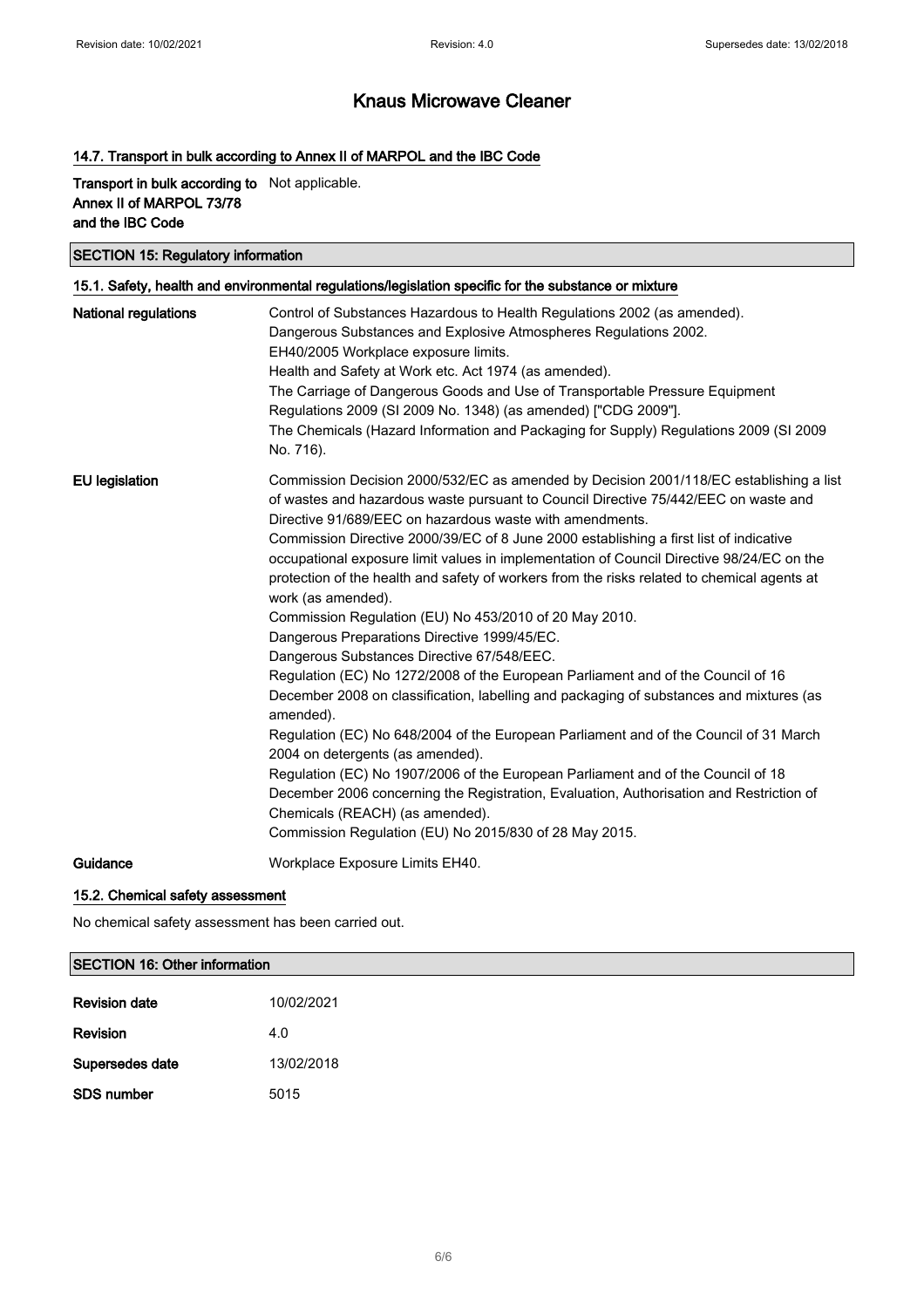#### 14.7. Transport in bulk according to Annex II of MARPOL and the IBC Code

| | |
|---|---|
| **Transport in bulk according to Annex II of MARPOL 73/78 and the IBC Code** | Not applicable. |

## SECTION 15: Regulatory information

#### 15.1. Safety, health and environmental regulations/legislation specific for the substance or mixture

| | |
|---|---|
| **National regulations** | Control of Substances Hazardous to Health Regulations 2002 (as amended).<br>Dangerous Substances and Explosive Atmospheres Regulations 2002.<br>EH40/2005 Workplace exposure limits.<br>Health and Safety at Work etc. Act 1974 (as amended).<br>The Carriage of Dangerous Goods and Use of Transportable Pressure Equipment Regulations 2009 (SI 2009 No. 1348) (as amended) ["CDG 2009"].<br>The Chemicals (Hazard Information and Packaging for Supply) Regulations 2009 (SI 2009 No. 716). |
| **EU legislation** | Commission Decision 2000/532/EC as amended by Decision 2001/118/EC establishing a list of wastes and hazardous waste pursuant to Council Directive 75/442/EEC on waste and Directive 91/689/EEC on hazardous waste with amendments.<br>Commission Directive 2000/39/EC of 8 June 2000 establishing a first list of indicative occupational exposure limit values in implementation of Council Directive 98/24/EC on the protection of the health and safety of workers from the risks related to chemical agents at work (as amended).<br>Commission Regulation (EU) No 453/2010 of 20 May 2010.<br>Dangerous Preparations Directive 1999/45/EC.<br>Dangerous Substances Directive 67/548/EEC.<br>Regulation (EC) No 1272/2008 of the European Parliament and of the Council of 16 December 2008 on classification, labelling and packaging of substances and mixtures (as amended).<br>Regulation (EC) No 648/2004 of the European Parliament and of the Council of 31 March 2004 on detergents (as amended).<br>Regulation (EC) No 1907/2006 of the European Parliament and of the Council of 18 December 2006 concerning the Registration, Evaluation, Authorisation and Restriction of Chemicals (REACH) (as amended).<br>Commission Regulation (EU) No 2015/830 of 28 May 2015. |
| **Guidance** | Workplace Exposure Limits EH40. |

#### 15.2. Chemical safety assessment

No chemical safety assessment has been carried out.

## SECTION 16: Other information

| | |
|---|---|
| **Revision date** | 10/02/2021 |
| **Revision** | 4.0 |
| **Supersedes date** | 13/02/2018 |
| **SDS number** | 5015 |